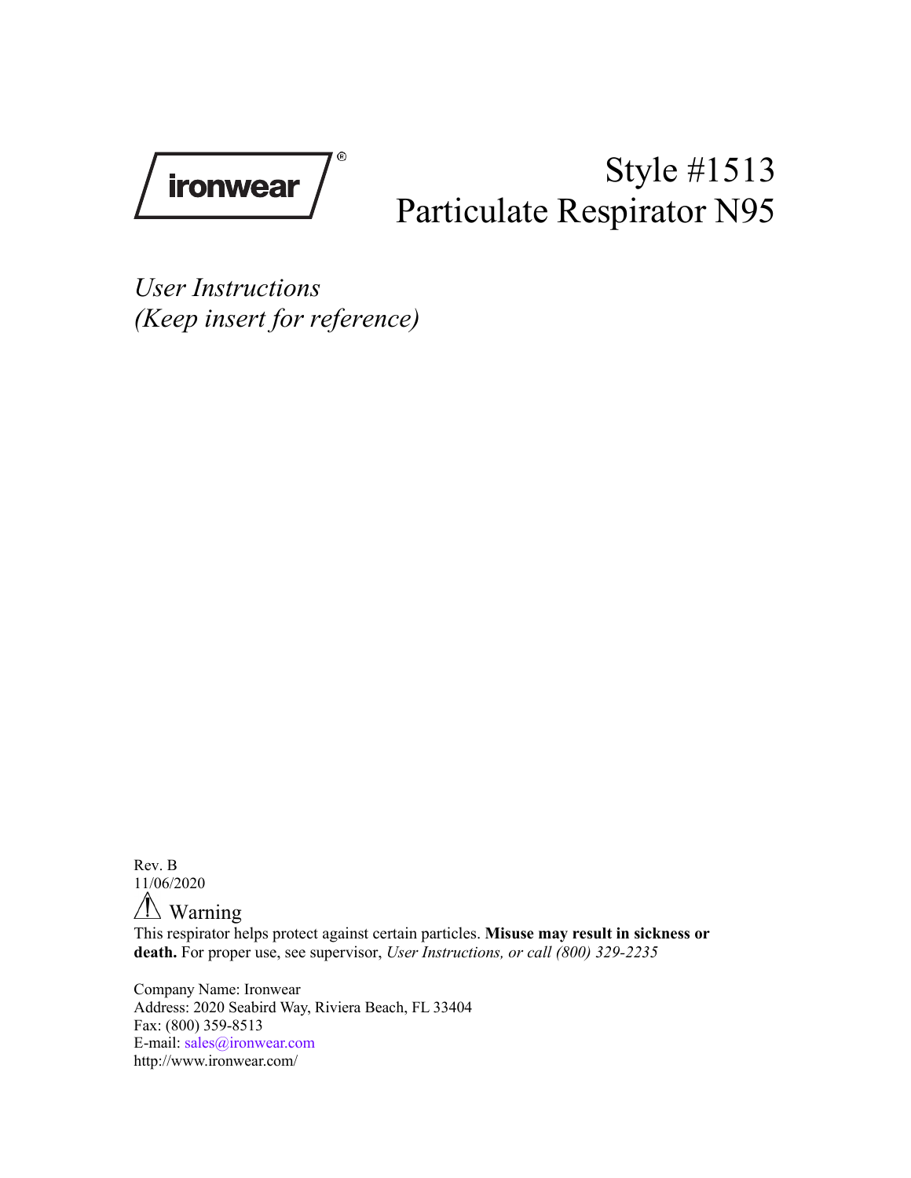ironwear®

# Style #1513
# Particulate Respirator N95

*User Instructions*
*(Keep insert for reference)*

Rev. B
11/06/2020

⚠ Warning

This respirator helps protect against certain particles. **Misuse may result in sickness or death.** For proper use, see supervisor, *User Instructions, or call (800) 329-2235*

Company Name: Ironwear
Address: 2020 Seabird Way, Riviera Beach, FL 33404
Fax: (800) 359-8513
E-mail: sales@ironwear.com
http://www.ironwear.com/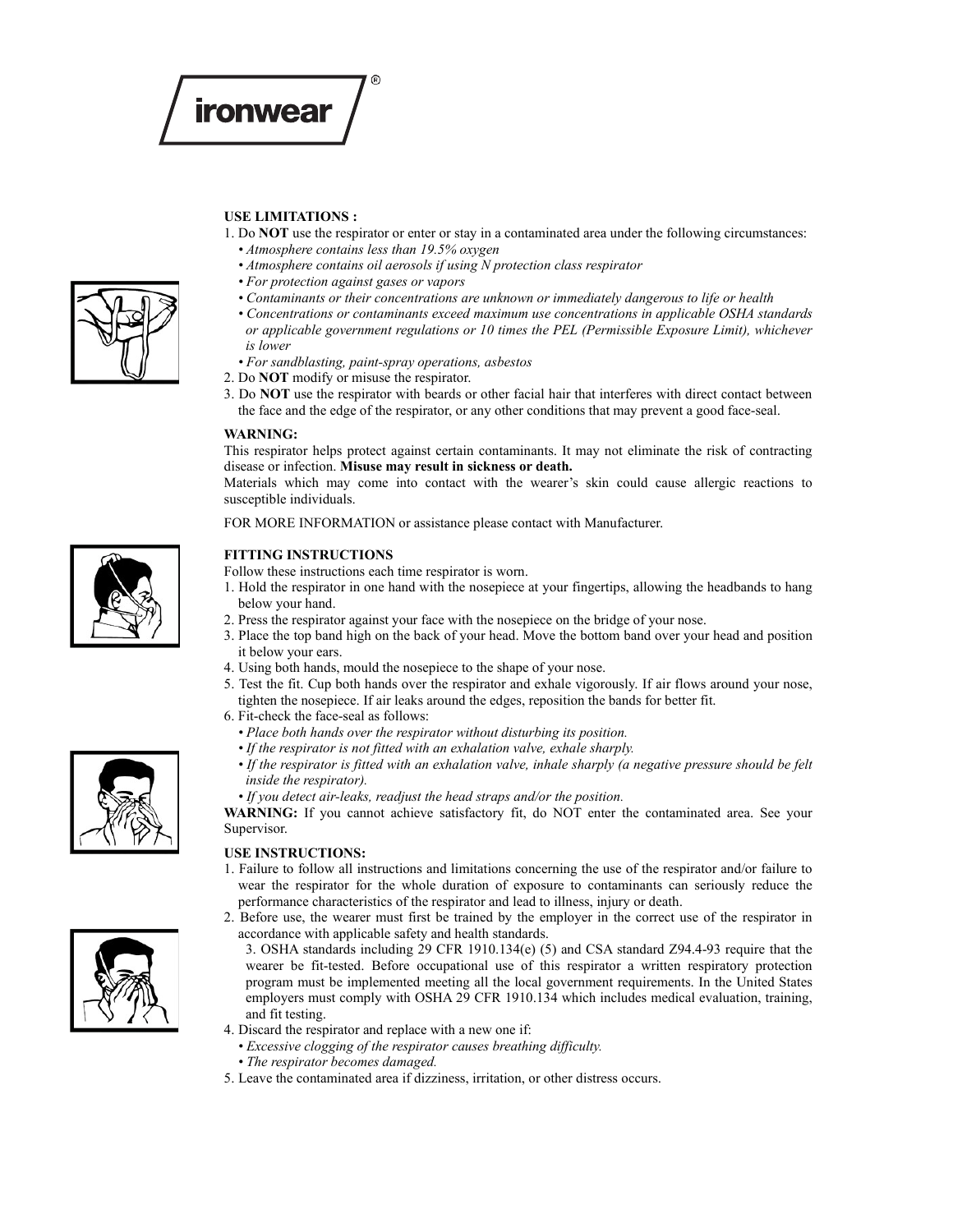# ironwear®

## USE LIMITATIONS :

1. Do **NOT** use the respirator or enter or stay in a contaminated area under the following circumstances:
   - *Atmosphere contains less than 19.5% oxygen*
   - *Atmosphere contains oil aerosols if using N protection class respirator*
   - *For protection against gases or vapors*
   - *Contaminants or their concentrations are unknown or immediately dangerous to life or health*
   - *Concentrations or contaminants exceed maximum use concentrations in applicable OSHA standards or applicable government regulations or 10 times the PEL (Permissible Exposure Limit), whichever is lower*
   - *For sandblasting, paint-spray operations, asbestos*
2. Do **NOT** modify or misuse the respirator.
3. Do **NOT** use the respirator with beards or other facial hair that interferes with direct contact between the face and the edge of the respirator, or any other conditions that may prevent a good face-seal.

**WARNING:**

This respirator helps protect against certain contaminants. It may not eliminate the risk of contracting disease or infection. **Misuse may result in sickness or death.**

Materials which may come into contact with the wearer's skin could cause allergic reactions to susceptible individuals.

FOR MORE INFORMATION or assistance please contact with Manufacturer.

## FITTING INSTRUCTIONS

Follow these instructions each time respirator is worn.

1. Hold the respirator in one hand with the nosepiece at your fingertips, allowing the headbands to hang below your hand.
2. Press the respirator against your face with the nosepiece on the bridge of your nose.
3. Place the top band high on the back of your head. Move the bottom band over your head and position it below your ears.
4. Using both hands, mould the nosepiece to the shape of your nose.
5. Test the fit. Cup both hands over the respirator and exhale vigorously. If air flows around your nose, tighten the nosepiece. If air leaks around the edges, reposition the bands for better fit.
6. Fit-check the face-seal as follows:
   - *Place both hands over the respirator without disturbing its position.*
   - *If the respirator is not fitted with an exhalation valve, exhale sharply.*
   - *If the respirator is fitted with an exhalation valve, inhale sharply (a negative pressure should be felt inside the respirator).*
   - *If you detect air-leaks, readjust the head straps and/or the position.*

**WARNING:** If you cannot achieve satisfactory fit, do NOT enter the contaminated area. See your Supervisor.

## USE INSTRUCTIONS:

1. Failure to follow all instructions and limitations concerning the use of the respirator and/or failure to wear the respirator for the whole duration of exposure to contaminants can seriously reduce the performance characteristics of the respirator and lead to illness, injury or death.
2. Before use, the wearer must first be trained by the employer in the correct use of the respirator in accordance with applicable safety and health standards.
3. OSHA standards including 29 CFR 1910.134(e) (5) and CSA standard Z94.4-93 require that the wearer be fit-tested. Before occupational use of this respirator a written respiratory protection program must be implemented meeting all the local government requirements. In the United States employers must comply with OSHA 29 CFR 1910.134 which includes medical evaluation, training, and fit testing.
4. Discard the respirator and replace with a new one if:
   - *Excessive clogging of the respirator causes breathing difficulty.*
   - *The respirator becomes damaged.*
5. Leave the contaminated area if dizziness, irritation, or other distress occurs.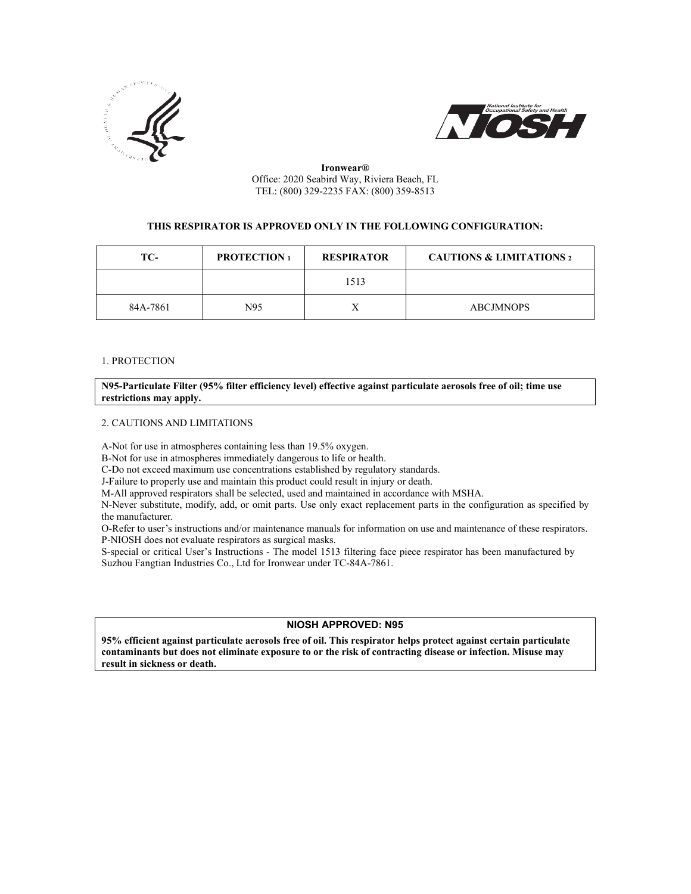**Ironwear®**
Office: 2020 Seabird Way, Riviera Beach, FL
TEL: (800) 329-2235 FAX: (800) 359-8513

**THIS RESPIRATOR IS APPROVED ONLY IN THE FOLLOWING CONFIGURATION:**

| TC- | PROTECTION 1 | RESPIRATOR | CAUTIONS & LIMITATIONS 2 |
|---|---|---|---|
| | | 1513 | |
| 84A-7861 | N95 | X | ABCJMNOPS |

1. PROTECTION

**N95-Particulate Filter (95% filter efficiency level) effective against particulate aerosols free of oil; time use restrictions may apply.**

2. CAUTIONS AND LIMITATIONS

A-Not for use in atmospheres containing less than 19.5% oxygen.
B-Not for use in atmospheres immediately dangerous to life or health.
C-Do not exceed maximum use concentrations established by regulatory standards.
J-Failure to properly use and maintain this product could result in injury or death.
M-All approved respirators shall be selected, used and maintained in accordance with MSHA.
N-Never substitute, modify, add, or omit parts. Use only exact replacement parts in the configuration as specified by the manufacturer.
O-Refer to user's instructions and/or maintenance manuals for information on use and maintenance of these respirators.
P-NIOSH does not evaluate respirators as surgical masks.
S-special or critical User's Instructions - The model 1513 filtering face piece respirator has been manufactured by Suzhou Fangtian Industries Co., Ltd for Ironwear under TC-84A-7861.

**NIOSH APPROVED: N95**

**95% efficient against particulate aerosols free of oil. This respirator helps protect against certain particulate contaminants but does not eliminate exposure to or the risk of contracting disease or infection. Misuse may result in sickness or death.**